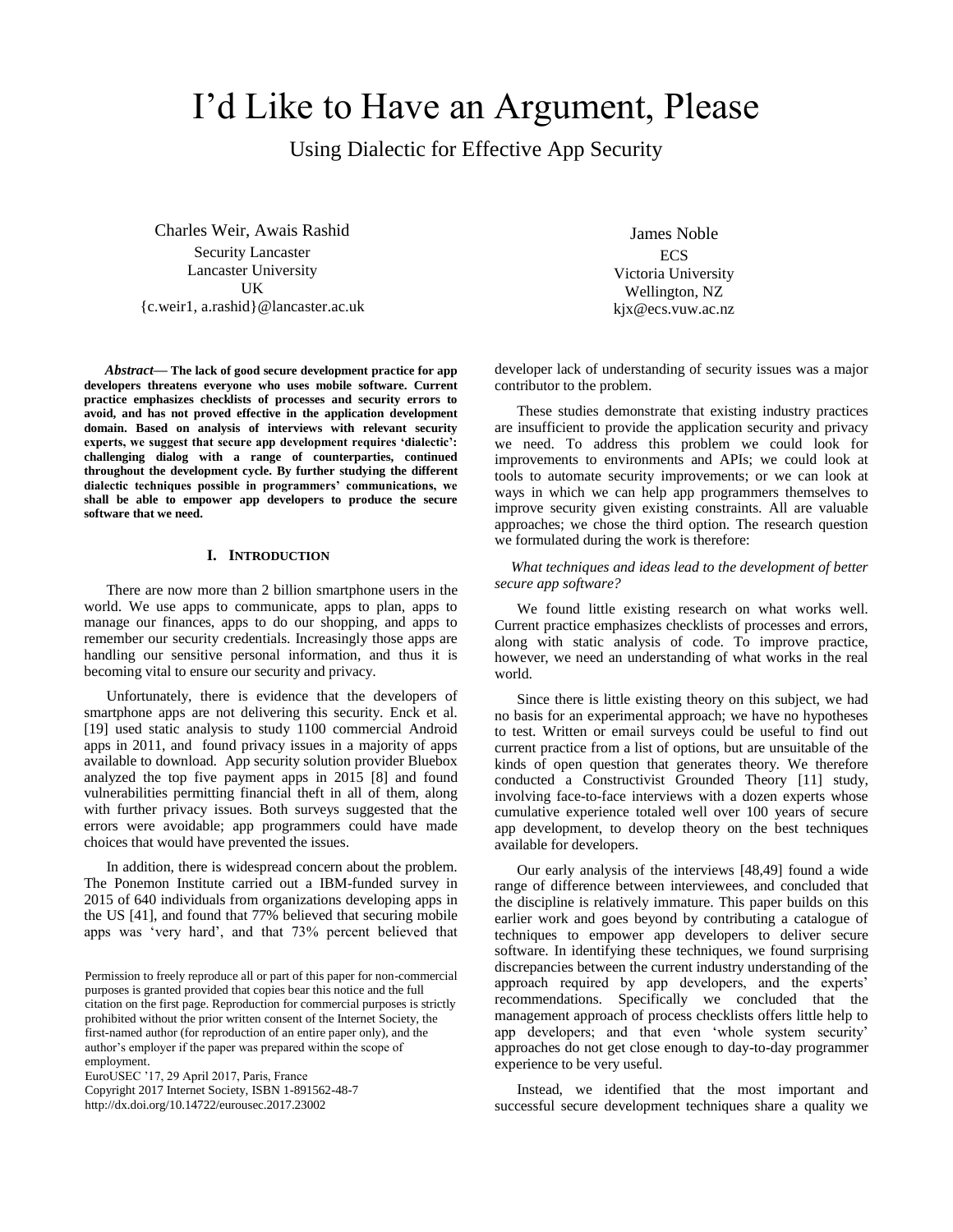# I'd Like to Have an Argument, Please

## Using Dialectic for Effective App Security

Charles Weir, Awais Rashid
Security Lancaster
Lancaster University
UK
{c.weir1, a.rashid}@lancaster.ac.uk

James Noble
ECS
Victoria University
Wellington, NZ
kjx@ecs.vuw.ac.nz

***Abstract*— The lack of good secure development practice for app developers threatens everyone who uses mobile software. Current practice emphasizes checklists of processes and security errors to avoid, and has not proved effective in the application development domain. Based on analysis of interviews with relevant security experts, we suggest that secure app development requires 'dialectic': challenging dialog with a range of counterparties, continued throughout the development cycle. By further studying the different dialectic techniques possible in programmers' communications, we shall be able to empower app developers to produce the secure software that we need.**

### I. Introduction

There are now more than 2 billion smartphone users in the world. We use apps to communicate, apps to plan, apps to manage our finances, apps to do our shopping, and apps to remember our security credentials. Increasingly those apps are handling our sensitive personal information, and thus it is becoming vital to ensure our security and privacy.

Unfortunately, there is evidence that the developers of smartphone apps are not delivering this security. Enck et al. [19] used static analysis to study 1100 commercial Android apps in 2011, and found privacy issues in a majority of apps available to download. App security solution provider Bluebox analyzed the top five payment apps in 2015 [8] and found vulnerabilities permitting financial theft in all of them, along with further privacy issues. Both surveys suggested that the errors were avoidable; app programmers could have made choices that would have prevented the issues.

In addition, there is widespread concern about the problem. The Ponemon Institute carried out a IBM-funded survey in 2015 of 640 individuals from organizations developing apps in the US [41], and found that 77% believed that securing mobile apps was 'very hard', and that 73% percent believed that developer lack of understanding of security issues was a major contributor to the problem.

These studies demonstrate that existing industry practices are insufficient to provide the application security and privacy we need. To address this problem we could look for improvements to environments and APIs; we could look at tools to automate security improvements; or we can look at ways in which we can help app programmers themselves to improve security given existing constraints. All are valuable approaches; we chose the third option. The research question we formulated during the work is therefore:

*What techniques and ideas lead to the development of better secure app software?*

We found little existing research on what works well. Current practice emphasizes checklists of processes and errors, along with static analysis of code. To improve practice, however, we need an understanding of what works in the real world.

Since there is little existing theory on this subject, we had no basis for an experimental approach; we have no hypotheses to test. Written or email surveys could be useful to find out current practice from a list of options, but are unsuitable of the kinds of open question that generates theory. We therefore conducted a Constructivist Grounded Theory [11] study, involving face-to-face interviews with a dozen experts whose cumulative experience totaled well over 100 years of secure app development, to develop theory on the best techniques available for developers.

Our early analysis of the interviews [48,49] found a wide range of difference between interviewees, and concluded that the discipline is relatively immature. This paper builds on this earlier work and goes beyond by contributing a catalogue of techniques to empower app developers to deliver secure software. In identifying these techniques, we found surprising discrepancies between the current industry understanding of the approach required by app developers, and the experts' recommendations. Specifically we concluded that the management approach of process checklists offers little help to app developers; and that even 'whole system security' approaches do not get close enough to day-to-day programmer experience to be very useful.

Instead, we identified that the most important and successful secure development techniques share a quality we

Permission to freely reproduce all or part of this paper for non-commercial purposes is granted provided that copies bear this notice and the full citation on the first page. Reproduction for commercial purposes is strictly prohibited without the prior written consent of the Internet Society, the first-named author (for reproduction of an entire paper only), and the author's employer if the paper was prepared within the scope of employment.
EuroUSEC '17, 29 April 2017, Paris, France
Copyright 2017 Internet Society, ISBN 1-891562-48-7
http://dx.doi.org/10.14722/eurousec.2017.23002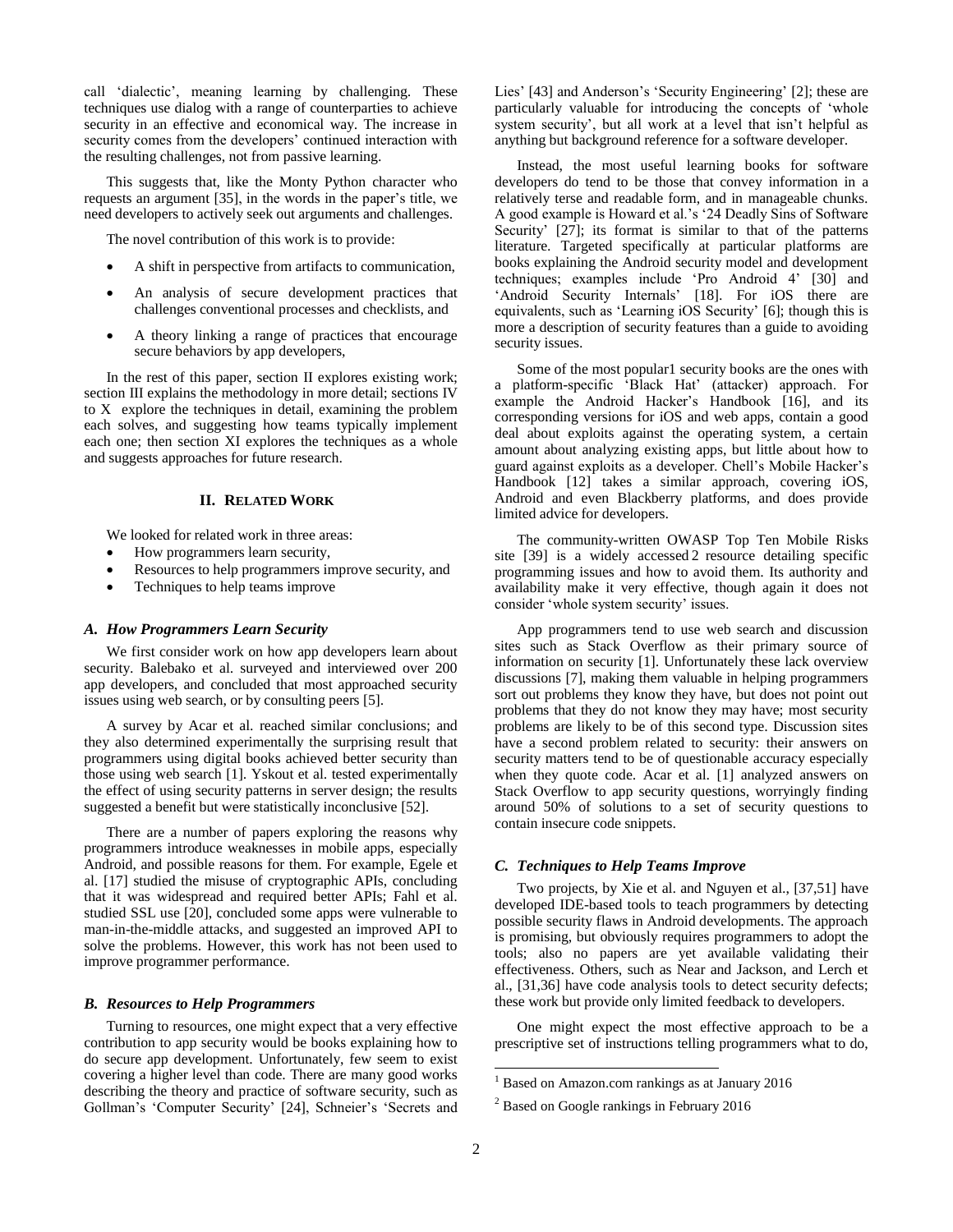call 'dialectic', meaning learning by challenging. These techniques use dialog with a range of counterparties to achieve security in an effective and economical way. The increase in security comes from the developers' continued interaction with the resulting challenges, not from passive learning.

This suggests that, like the Monty Python character who requests an argument [35], in the words in the paper's title, we need developers to actively seek out arguments and challenges.

The novel contribution of this work is to provide:

- A shift in perspective from artifacts to communication,
- An analysis of secure development practices that challenges conventional processes and checklists, and
- A theory linking a range of practices that encourage secure behaviors by app developers,

In the rest of this paper, section II explores existing work; section III explains the methodology in more detail; sections IV to X explore the techniques in detail, examining the problem each solves, and suggesting how teams typically implement each one; then section XI explores the techniques as a whole and suggests approaches for future research.

## II. Related Work

We looked for related work in three areas:

- How programmers learn security,
- Resources to help programmers improve security, and
- Techniques to help teams improve

### *A. How Programmers Learn Security*

We first consider work on how app developers learn about security. Balebako et al. surveyed and interviewed over 200 app developers, and concluded that most approached security issues using web search, or by consulting peers [5].

A survey by Acar et al. reached similar conclusions; and they also determined experimentally the surprising result that programmers using digital books achieved better security than those using web search [1]. Yskout et al. tested experimentally the effect of using security patterns in server design; the results suggested a benefit but were statistically inconclusive [52].

There are a number of papers exploring the reasons why programmers introduce weaknesses in mobile apps, especially Android, and possible reasons for them. For example, Egele et al. [17] studied the misuse of cryptographic APIs, concluding that it was widespread and required better APIs; Fahl et al. studied SSL use [20], concluded some apps were vulnerable to man-in-the-middle attacks, and suggested an improved API to solve the problems. However, this work has not been used to improve programmer performance.

### *B. Resources to Help Programmers*

Turning to resources, one might expect that a very effective contribution to app security would be books explaining how to do secure app development. Unfortunately, few seem to exist covering a higher level than code. There are many good works describing the theory and practice of software security, such as Gollman's 'Computer Security' [24], Schneier's 'Secrets and Lies' [43] and Anderson's 'Security Engineering' [2]; these are particularly valuable for introducing the concepts of 'whole system security', but all work at a level that isn't helpful as anything but background reference for a software developer.

Instead, the most useful learning books for software developers do tend to be those that convey information in a relatively terse and readable form, and in manageable chunks. A good example is Howard et al.'s '24 Deadly Sins of Software Security' [27]; its format is similar to that of the patterns literature. Targeted specifically at particular platforms are books explaining the Android security model and development techniques; examples include 'Pro Android 4' [30] and 'Android Security Internals' [18]. For iOS there are equivalents, such as 'Learning iOS Security' [6]; though this is more a description of security features than a guide to avoiding security issues.

Some of the most popular[1] security books are the ones with a platform-specific 'Black Hat' (attacker) approach. For example the Android Hacker's Handbook [16], and its corresponding versions for iOS and web apps, contain a good deal about exploits against the operating system, a certain amount about analyzing existing apps, but little about how to guard against exploits as a developer. Chell's Mobile Hacker's Handbook [12] takes a similar approach, covering iOS, Android and even Blackberry platforms, and does provide limited advice for developers.

The community-written OWASP Top Ten Mobile Risks site [39] is a widely accessed[2] resource detailing specific programming issues and how to avoid them. Its authority and availability make it very effective, though again it does not consider 'whole system security' issues.

App programmers tend to use web search and discussion sites such as Stack Overflow as their primary source of information on security [1]. Unfortunately these lack overview discussions [7], making them valuable in helping programmers sort out problems they know they have, but does not point out problems that they do not know they may have; most security problems are likely to be of this second type. Discussion sites have a second problem related to security: their answers on security matters tend to be of questionable accuracy especially when they quote code. Acar et al. [1] analyzed answers on Stack Overflow to app security questions, worryingly finding around 50% of solutions to a set of security questions to contain insecure code snippets.

### *C. Techniques to Help Teams Improve*

Two projects, by Xie et al. and Nguyen et al., [37,51] have developed IDE-based tools to teach programmers by detecting possible security flaws in Android developments. The approach is promising, but obviously requires programmers to adopt the tools; also no papers are yet available validating their effectiveness. Others, such as Near and Jackson, and Lerch et al., [31,36] have code analysis tools to detect security defects; these work but provide only limited feedback to developers.

One might expect the most effective approach to be a prescriptive set of instructions telling programmers what to do,

[1] Based on Amazon.com rankings as at January 2016

[2] Based on Google rankings in February 2016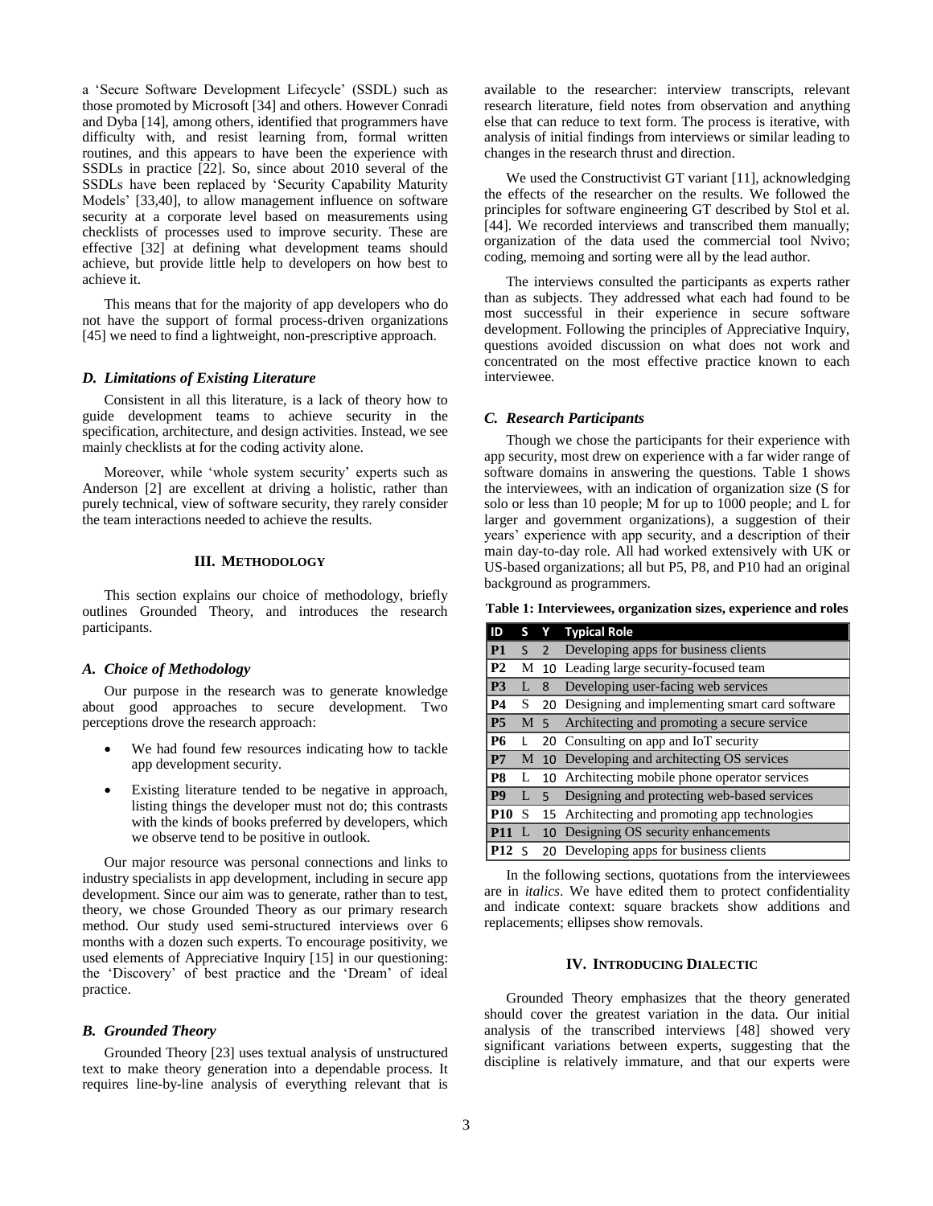a 'Secure Software Development Lifecycle' (SSDL) such as those promoted by Microsoft [34] and others. However Conradi and Dyba [14], among others, identified that programmers have difficulty with, and resist learning from, formal written routines, and this appears to have been the experience with SSDLs in practice [22]. So, since about 2010 several of the SSDLs have been replaced by 'Security Capability Maturity Models' [33,40], to allow management influence on software security at a corporate level based on measurements using checklists of processes used to improve security. These are effective [32] at defining what development teams should achieve, but provide little help to developers on how best to achieve it.

This means that for the majority of app developers who do not have the support of formal process-driven organizations [45] we need to find a lightweight, non-prescriptive approach.

### *D. Limitations of Existing Literature*

Consistent in all this literature, is a lack of theory how to guide development teams to achieve security in the specification, architecture, and design activities. Instead, we see mainly checklists at for the coding activity alone.

Moreover, while 'whole system security' experts such as Anderson [2] are excellent at driving a holistic, rather than purely technical, view of software security, they rarely consider the team interactions needed to achieve the results.

## III. Methodology

This section explains our choice of methodology, briefly outlines Grounded Theory, and introduces the research participants.

### *A. Choice of Methodology*

Our purpose in the research was to generate knowledge about good approaches to secure development. Two perceptions drove the research approach:

- We had found few resources indicating how to tackle app development security.
- Existing literature tended to be negative in approach, listing things the developer must not do; this contrasts with the kinds of books preferred by developers, which we observe tend to be positive in outlook.

Our major resource was personal connections and links to industry specialists in app development, including in secure app development. Since our aim was to generate, rather than to test, theory, we chose Grounded Theory as our primary research method. Our study used semi-structured interviews over 6 months with a dozen such experts. To encourage positivity, we used elements of Appreciative Inquiry [15] in our questioning: the 'Discovery' of best practice and the 'Dream' of ideal practice.

### *B. Grounded Theory*

Grounded Theory [23] uses textual analysis of unstructured text to make theory generation into a dependable process. It requires line-by-line analysis of everything relevant that is available to the researcher: interview transcripts, relevant research literature, field notes from observation and anything else that can reduce to text form. The process is iterative, with analysis of initial findings from interviews or similar leading to changes in the research thrust and direction.

We used the Constructivist GT variant [11], acknowledging the effects of the researcher on the results. We followed the principles for software engineering GT described by Stol et al. [44]. We recorded interviews and transcribed them manually; organization of the data used the commercial tool Nvivo; coding, memoing and sorting were all by the lead author.

The interviews consulted the participants as experts rather than as subjects. They addressed what each had found to be most successful in their experience in secure software development. Following the principles of Appreciative Inquiry, questions avoided discussion on what does not work and concentrated on the most effective practice known to each interviewee.

### *C. Research Participants*

Though we chose the participants for their experience with app security, most drew on experience with a far wider range of software domains in answering the questions. Table 1 shows the interviewees, with an indication of organization size (S for solo or less than 10 people; M for up to 1000 people; and L for larger and government organizations), a suggestion of their years' experience with app security, and a description of their main day-to-day role. All had worked extensively with UK or US-based organizations; all but P5, P8, and P10 had an original background as programmers.

**Table 1: Interviewees, organization sizes, experience and roles**

| ID | S | Y | Typical Role |
|---|---|---|---|
| P1 | S | 2 | Developing apps for business clients |
| P2 | M | 10 | Leading large security-focused team |
| P3 | L | 8 | Developing user-facing web services |
| P4 | S | 20 | Designing and implementing smart card software |
| P5 | M | 5 | Architecting and promoting a secure service |
| P6 | L | 20 | Consulting on app and IoT security |
| P7 | M | 10 | Developing and architecting OS services |
| P8 | L | 10 | Architecting mobile phone operator services |
| P9 | L | 5 | Designing and protecting web-based services |
| P10 | S | 15 | Architecting and promoting app technologies |
| P11 | L | 10 | Designing OS security enhancements |
| P12 | S | 20 | Developing apps for business clients |

In the following sections, quotations from the interviewees are in *italics*. We have edited them to protect confidentiality and indicate context: square brackets show additions and replacements; ellipses show removals.

## IV. Introducing Dialectic

Grounded Theory emphasizes that the theory generated should cover the greatest variation in the data. Our initial analysis of the transcribed interviews [48] showed very significant variations between experts, suggesting that the discipline is relatively immature, and that our experts were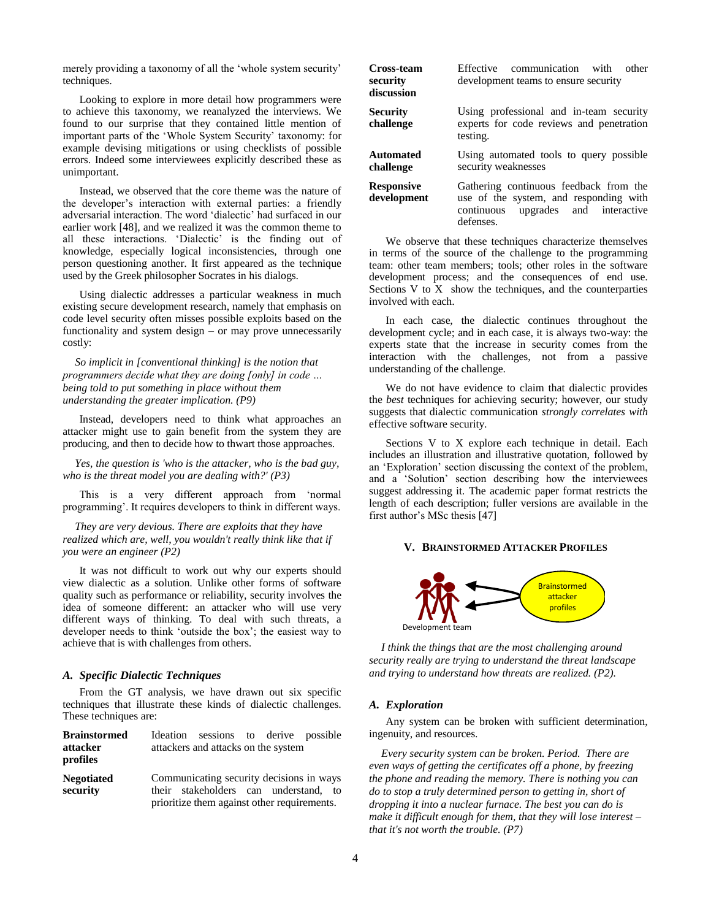merely providing a taxonomy of all the 'whole system security' techniques.

Looking to explore in more detail how programmers were to achieve this taxonomy, we reanalyzed the interviews. We found to our surprise that they contained little mention of important parts of the 'Whole System Security' taxonomy: for example devising mitigations or using checklists of possible errors. Indeed some interviewees explicitly described these as unimportant.

Instead, we observed that the core theme was the nature of the developer's interaction with external parties: a friendly adversarial interaction. The word 'dialectic' had surfaced in our earlier work [48], and we realized it was the common theme to all these interactions. 'Dialectic' is the finding out of knowledge, especially logical inconsistencies, through one person questioning another. It first appeared as the technique used by the Greek philosopher Socrates in his dialogs.

Using dialectic addresses a particular weakness in much existing secure development research, namely that emphasis on code level security often misses possible exploits based on the functionality and system design – or may prove unnecessarily costly:

*So implicit in [conventional thinking] is the notion that programmers decide what they are doing [only] in code … being told to put something in place without them understanding the greater implication. (P9)*

Instead, developers need to think what approaches an attacker might use to gain benefit from the system they are producing, and then to decide how to thwart those approaches.

*Yes, the question is 'who is the attacker, who is the bad guy, who is the threat model you are dealing with?' (P3)*

This is a very different approach from 'normal programming'. It requires developers to think in different ways.

*They are very devious. There are exploits that they have realized which are, well, you wouldn't really think like that if you were an engineer (P2)*

It was not difficult to work out why our experts should view dialectic as a solution. Unlike other forms of software quality such as performance or reliability, security involves the idea of someone different: an attacker who will use very different ways of thinking. To deal with such threats, a developer needs to think 'outside the box'; the easiest way to achieve that is with challenges from others.

### *A. Specific Dialectic Techniques*

From the GT analysis, we have drawn out six specific techniques that illustrate these kinds of dialectic challenges. These techniques are:

| | |
|---|---|
| **Brainstormed attacker profiles** | Ideation sessions to derive possible attackers and attacks on the system |
| **Negotiated security** | Communicating security decisions in ways their stakeholders can understand, to prioritize them against other requirements. |
| **Cross-team security discussion** | Effective communication with other development teams to ensure security |
| **Security challenge** | Using professional and in-team security experts for code reviews and penetration testing. |
| **Automated challenge** | Using automated tools to query possible security weaknesses |
| **Responsive development** | Gathering continuous feedback from the use of the system, and responding with continuous upgrades and interactive defenses. |

We observe that these techniques characterize themselves in terms of the source of the challenge to the programming team: other team members; tools; other roles in the software development process; and the consequences of end use. Sections V to X show the techniques, and the counterparties involved with each.

In each case, the dialectic continues throughout the development cycle; and in each case, it is always two-way: the experts state that the increase in security comes from the interaction with the challenges, not from a passive understanding of the challenge.

We do not have evidence to claim that dialectic provides the *best* techniques for achieving security; however, our study suggests that dialectic communication *strongly correlates with* effective software security.

Sections V to X explore each technique in detail. Each includes an illustration and illustrative quotation, followed by an 'Exploration' section discussing the context of the problem, and a 'Solution' section describing how the interviewees suggest addressing it. The academic paper format restricts the length of each description; fuller versions are available in the first author's MSc thesis [47]

## V. Brainstormed Attacker Profiles

Development team ⟵ Brainstormed attacker profiles

*I think the things that are the most challenging around security really are trying to understand the threat landscape and trying to understand how threats are realized. (P2).*

### *A. Exploration*

Any system can be broken with sufficient determination, ingenuity, and resources.

*Every security system can be broken. Period. There are even ways of getting the certificates off a phone, by freezing the phone and reading the memory. There is nothing you can do to stop a truly determined person to getting in, short of dropping it into a nuclear furnace. The best you can do is make it difficult enough for them, that they will lose interest – that it's not worth the trouble. (P7)*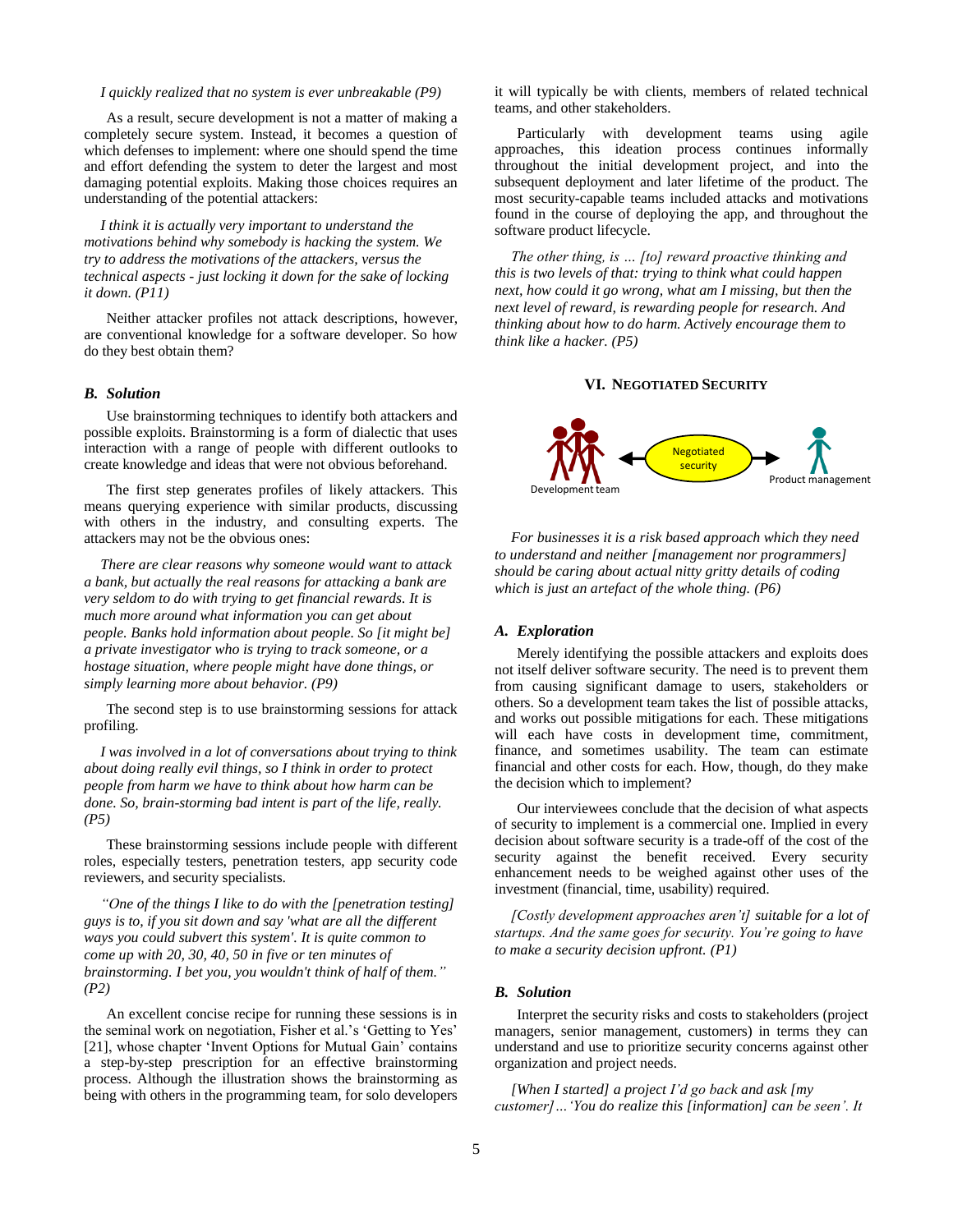*I quickly realized that no system is ever unbreakable (P9)*

As a result, secure development is not a matter of making a completely secure system. Instead, it becomes a question of which defenses to implement: where one should spend the time and effort defending the system to deter the largest and most damaging potential exploits. Making those choices requires an understanding of the potential attackers:

*I think it is actually very important to understand the motivations behind why somebody is hacking the system. We try to address the motivations of the attackers, versus the technical aspects - just locking it down for the sake of locking it down. (P11)*

Neither attacker profiles not attack descriptions, however, are conventional knowledge for a software developer. So how do they best obtain them?

### *B. Solution*

Use brainstorming techniques to identify both attackers and possible exploits. Brainstorming is a form of dialectic that uses interaction with a range of people with different outlooks to create knowledge and ideas that were not obvious beforehand.

The first step generates profiles of likely attackers. This means querying experience with similar products, discussing with others in the industry, and consulting experts. The attackers may not be the obvious ones:

*There are clear reasons why someone would want to attack a bank, but actually the real reasons for attacking a bank are very seldom to do with trying to get financial rewards. It is much more around what information you can get about people. Banks hold information about people. So [it might be] a private investigator who is trying to track someone, or a hostage situation, where people might have done things, or simply learning more about behavior. (P9)*

The second step is to use brainstorming sessions for attack profiling.

*I was involved in a lot of conversations about trying to think about doing really evil things, so I think in order to protect people from harm we have to think about how harm can be done. So, brain-storming bad intent is part of the life, really. (P5)*

These brainstorming sessions include people with different roles, especially testers, penetration testers, app security code reviewers, and security specialists.

*"One of the things I like to do with the [penetration testing] guys is to, if you sit down and say 'what are all the different ways you could subvert this system'. It is quite common to come up with 20, 30, 40, 50 in five or ten minutes of brainstorming. I bet you, you wouldn't think of half of them." (P2)*

An excellent concise recipe for running these sessions is in the seminal work on negotiation, Fisher et al.'s 'Getting to Yes' [21], whose chapter 'Invent Options for Mutual Gain' contains a step-by-step prescription for an effective brainstorming process. Although the illustration shows the brainstorming as being with others in the programming team, for solo developers it will typically be with clients, members of related technical teams, and other stakeholders.

Particularly with development teams using agile approaches, this ideation process continues informally throughout the initial development project, and into the subsequent deployment and later lifetime of the product. The most security-capable teams included attacks and motivations found in the course of deploying the app, and throughout the software product lifecycle.

*The other thing, is … [to] reward proactive thinking and this is two levels of that: trying to think what could happen next, how could it go wrong, what am I missing, but then the next level of reward, is rewarding people for research. And thinking about how to do harm. Actively encourage them to think like a hacker. (P5)*

## VI. Negotiated Security

Development team ← Negotiated security → Product management

*For businesses it is a risk based approach which they need to understand and neither [management nor programmers] should be caring about actual nitty gritty details of coding which is just an artefact of the whole thing. (P6)*

### *A. Exploration*

Merely identifying the possible attackers and exploits does not itself deliver software security. The need is to prevent them from causing significant damage to users, stakeholders or others. So a development team takes the list of possible attacks, and works out possible mitigations for each. These mitigations will each have costs in development time, commitment, finance, and sometimes usability. The team can estimate financial and other costs for each. How, though, do they make the decision which to implement?

Our interviewees conclude that the decision of what aspects of security to implement is a commercial one. Implied in every decision about software security is a trade-off of the cost of the security against the benefit received. Every security enhancement needs to be weighed against other uses of the investment (financial, time, usability) required.

*[Costly development approaches aren't] suitable for a lot of startups. And the same goes for security. You're going to have to make a security decision upfront. (P1)*

### *B. Solution*

Interpret the security risks and costs to stakeholders (project managers, senior management, customers) in terms they can understand and use to prioritize security concerns against other organization and project needs.

*[When I started] a project I'd go back and ask [my customer]…'You do realize this [information] can be seen'. It*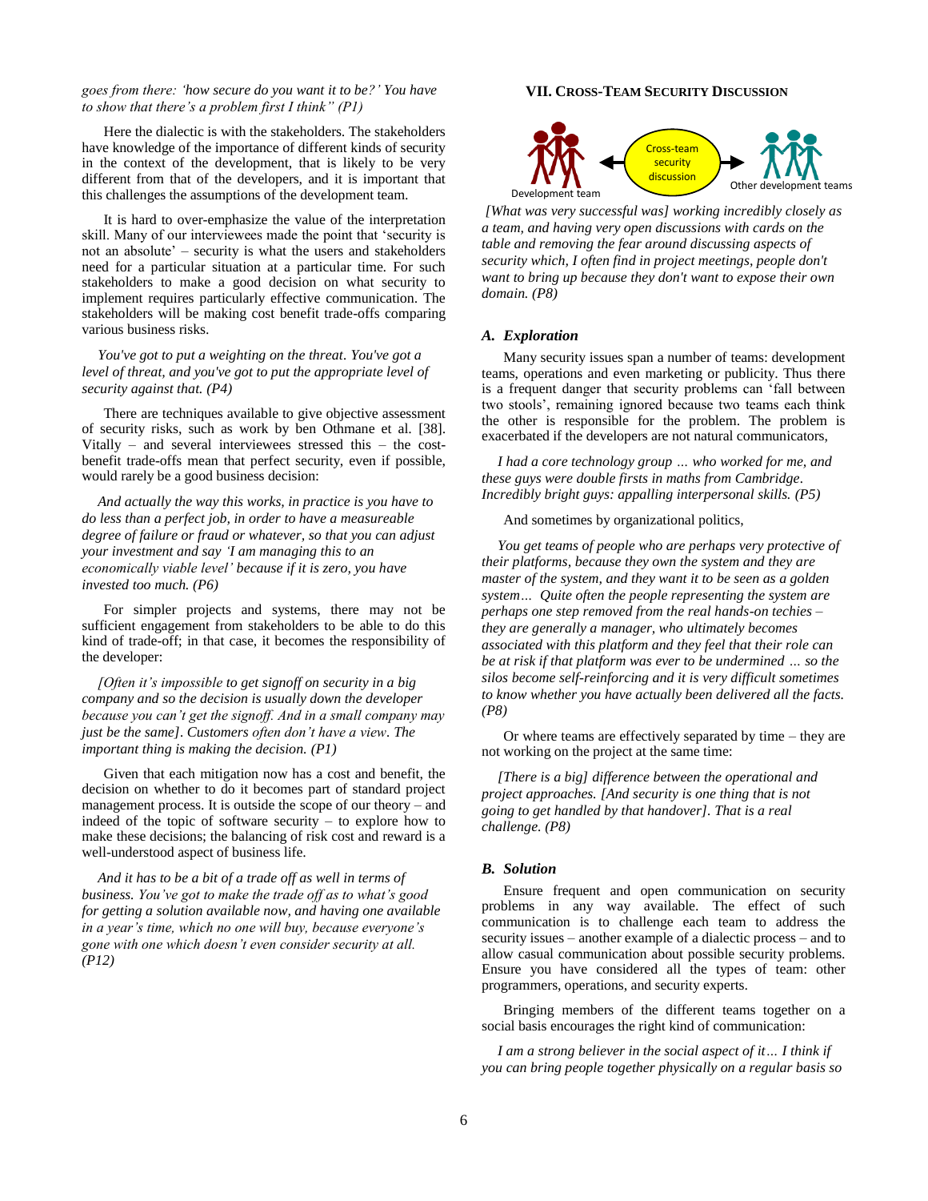*goes from there: 'how secure do you want it to be?' You have to show that there's a problem first I think" (P1)*

Here the dialectic is with the stakeholders. The stakeholders have knowledge of the importance of different kinds of security in the context of the development, that is likely to be very different from that of the developers, and it is important that this challenges the assumptions of the development team.

It is hard to over-emphasize the value of the interpretation skill. Many of our interviewees made the point that 'security is not an absolute' – security is what the users and stakeholders need for a particular situation at a particular time. For such stakeholders to make a good decision on what security to implement requires particularly effective communication. The stakeholders will be making cost benefit trade-offs comparing various business risks.

*You've got to put a weighting on the threat. You've got a level of threat, and you've got to put the appropriate level of security against that. (P4)*

There are techniques available to give objective assessment of security risks, such as work by ben Othmane et al. [38]. Vitally – and several interviewees stressed this – the cost-benefit trade-offs mean that perfect security, even if possible, would rarely be a good business decision:

*And actually the way this works, in practice is you have to do less than a perfect job, in order to have a measureable degree of failure or fraud or whatever, so that you can adjust your investment and say 'I am managing this to an economically viable level' because if it is zero, you have invested too much. (P6)*

For simpler projects and systems, there may not be sufficient engagement from stakeholders to be able to do this kind of trade-off; in that case, it becomes the responsibility of the developer:

*[Often it's impossible to get signoff on security in a big company and so the decision is usually down the developer because you can't get the signoff. And in a small company may just be the same]. Customers often don't have a view. The important thing is making the decision. (P1)*

Given that each mitigation now has a cost and benefit, the decision on whether to do it becomes part of standard project management process. It is outside the scope of our theory – and indeed of the topic of software security – to explore how to make these decisions; the balancing of risk cost and reward is a well-understood aspect of business life.

*And it has to be a bit of a trade off as well in terms of business. You've got to make the trade off as to what's good for getting a solution available now, and having one available in a year's time, which no one will buy, because everyone's gone with one which doesn't even consider security at all. (P12)*

## VII. Cross-Team Security Discussion

Development team ◀ Cross-team security discussion ▶ Other development teams

*[What was very successful was] working incredibly closely as a team, and having very open discussions with cards on the table and removing the fear around discussing aspects of security which, I often find in project meetings, people don't want to bring up because they don't want to expose their own domain. (P8)*

### A. Exploration

Many security issues span a number of teams: development teams, operations and even marketing or publicity. Thus there is a frequent danger that security problems can 'fall between two stools', remaining ignored because two teams each think the other is responsible for the problem. The problem is exacerbated if the developers are not natural communicators,

*I had a core technology group … who worked for me, and these guys were double firsts in maths from Cambridge. Incredibly bright guys: appalling interpersonal skills. (P5)*

And sometimes by organizational politics,

*You get teams of people who are perhaps very protective of their platforms, because they own the system and they are master of the system, and they want it to be seen as a golden system… Quite often the people representing the system are perhaps one step removed from the real hands-on techies – they are generally a manager, who ultimately becomes associated with this platform and they feel that their role can be at risk if that platform was ever to be undermined … so the silos become self-reinforcing and it is very difficult sometimes to know whether you have actually been delivered all the facts. (P8)*

Or where teams are effectively separated by time – they are not working on the project at the same time:

*[There is a big] difference between the operational and project approaches. [And security is one thing that is not going to get handled by that handover]. That is a real challenge. (P8)*

### B. Solution

Ensure frequent and open communication on security problems in any way available. The effect of such communication is to challenge each team to address the security issues – another example of a dialectic process – and to allow casual communication about possible security problems. Ensure you have considered all the types of team: other programmers, operations, and security experts.

Bringing members of the different teams together on a social basis encourages the right kind of communication:

*I am a strong believer in the social aspect of it… I think if you can bring people together physically on a regular basis so*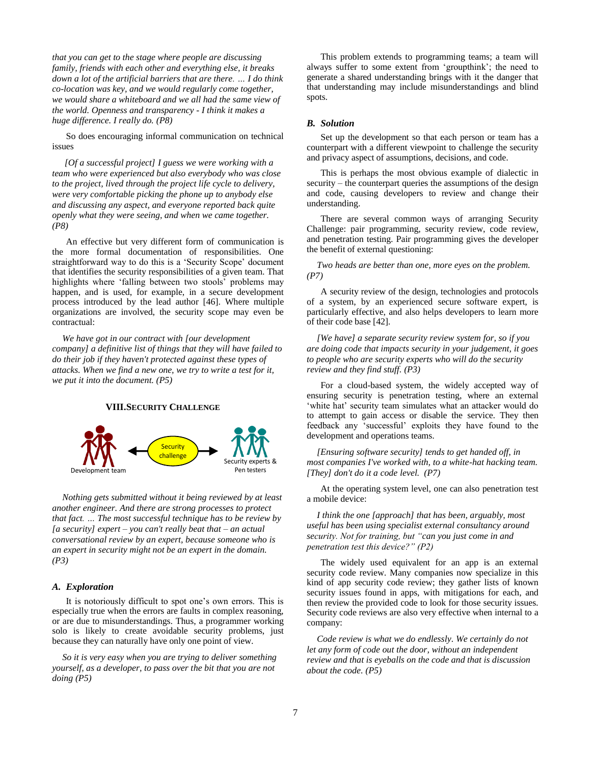*that you can get to the stage where people are discussing family, friends with each other and everything else, it breaks down a lot of the artificial barriers that are there. … I do think co-location was key, and we would regularly come together, we would share a whiteboard and we all had the same view of the world. Openness and transparency - I think it makes a huge difference. I really do. (P8)*

So does encouraging informal communication on technical issues

*[Of a successful project] I guess we were working with a team who were experienced but also everybody who was close to the project, lived through the project life cycle to delivery, were very comfortable picking the phone up to anybody else and discussing any aspect, and everyone reported back quite openly what they were seeing, and when we came together. (P8)*

An effective but very different form of communication is the more formal documentation of responsibilities. One straightforward way to do this is a 'Security Scope' document that identifies the security responsibilities of a given team. That highlights where 'falling between two stools' problems may happen, and is used, for example, in a secure development process introduced by the lead author [46]. Where multiple organizations are involved, the security scope may even be contractual:

*We have got in our contract with [our development company] a definitive list of things that they will have failed to do their job if they haven't protected against these types of attacks. When we find a new one, we try to write a test for it, we put it into the document. (P5)*

## VIII. Security Challenge

Development team ← Security challenge → Security experts & Pen testers

*Nothing gets submitted without it being reviewed by at least another engineer. And there are strong processes to protect that fact. … The most successful technique has to be review by [a security] expert – you can't really beat that – an actual conversational review by an expert, because someone who is an expert in security might not be an expert in the domain. (P3)*

### A. Exploration

It is notoriously difficult to spot one's own errors. This is especially true when the errors are faults in complex reasoning, or are due to misunderstandings. Thus, a programmer working solo is likely to create avoidable security problems, just because they can naturally have only one point of view.

*So it is very easy when you are trying to deliver something yourself, as a developer, to pass over the bit that you are not doing (P5)*

This problem extends to programming teams; a team will always suffer to some extent from 'groupthink'; the need to generate a shared understanding brings with it the danger that that understanding may include misunderstandings and blind spots.

### B. Solution

Set up the development so that each person or team has a counterpart with a different viewpoint to challenge the security and privacy aspect of assumptions, decisions, and code.

This is perhaps the most obvious example of dialectic in security – the counterpart queries the assumptions of the design and code, causing developers to review and change their understanding.

There are several common ways of arranging Security Challenge: pair programming, security review, code review, and penetration testing. Pair programming gives the developer the benefit of external questioning:

*Two heads are better than one, more eyes on the problem. (P7)*

A security review of the design, technologies and protocols of a system, by an experienced secure software expert, is particularly effective, and also helps developers to learn more of their code base [42].

*[We have] a separate security review system for, so if you are doing code that impacts security in your judgement, it goes to people who are security experts who will do the security review and they find stuff. (P3)*

For a cloud-based system, the widely accepted way of ensuring security is penetration testing, where an external 'white hat' security team simulates what an attacker would do to attempt to gain access or disable the service. They then feedback any 'successful' exploits they have found to the development and operations teams.

*[Ensuring software security] tends to get handed off, in most companies I've worked with, to a white-hat hacking team. [They] don't do it a code level. (P7)*

At the operating system level, one can also penetration test a mobile device:

*I think the one [approach] that has been, arguably, most useful has been using specialist external consultancy around security. Not for training, but "can you just come in and penetration test this device?" (P2)*

The widely used equivalent for an app is an external security code review. Many companies now specialize in this kind of app security code review; they gather lists of known security issues found in apps, with mitigations for each, and then review the provided code to look for those security issues. Security code reviews are also very effective when internal to a company:

*Code review is what we do endlessly. We certainly do not let any form of code out the door, without an independent review and that is eyeballs on the code and that is discussion about the code. (P5)*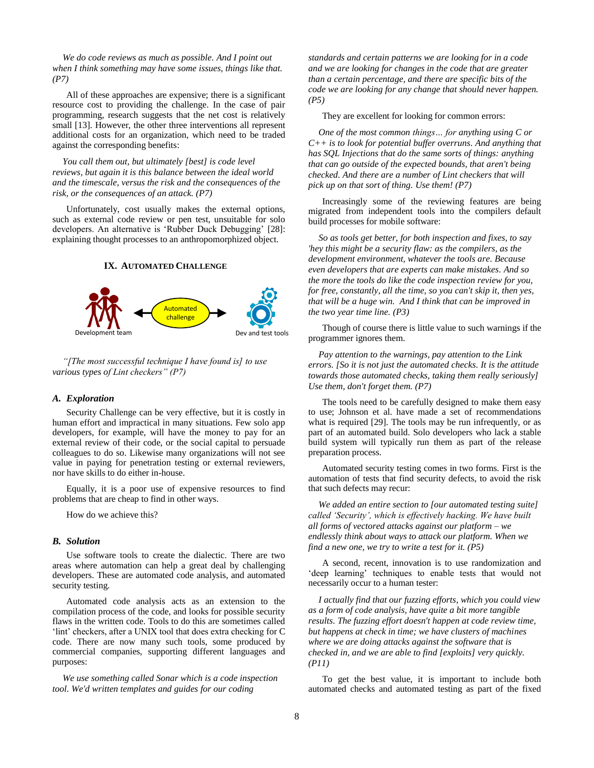*We do code reviews as much as possible. And I point out when I think something may have some issues, things like that. (P7)*

All of these approaches are expensive; there is a significant resource cost to providing the challenge. In the case of pair programming, research suggests that the net cost is relatively small [13]. However, the other three interventions all represent additional costs for an organization, which need to be traded against the corresponding benefits:

*You call them out, but ultimately [best] is code level reviews, but again it is this balance between the ideal world and the timescale, versus the risk and the consequences of the risk, or the consequences of an attack. (P7)*

Unfortunately, cost usually makes the external options, such as external code review or pen test, unsuitable for solo developers. An alternative is 'Rubber Duck Debugging' [28]: explaining thought processes to an anthropomorphized object.

## IX. Automated Challenge

Development team ← Automated challenge → Dev and test tools

*"[The most successful technique I have found is] to use various types of Lint checkers" (P7)*

### A. Exploration

Security Challenge can be very effective, but it is costly in human effort and impractical in many situations. Few solo app developers, for example, will have the money to pay for an external review of their code, or the social capital to persuade colleagues to do so. Likewise many organizations will not see value in paying for penetration testing or external reviewers, nor have skills to do either in-house.

Equally, it is a poor use of expensive resources to find problems that are cheap to find in other ways.

How do we achieve this?

### B. Solution

Use software tools to create the dialectic. There are two areas where automation can help a great deal by challenging developers. These are automated code analysis, and automated security testing.

Automated code analysis acts as an extension to the compilation process of the code, and looks for possible security flaws in the written code. Tools to do this are sometimes called 'lint' checkers, after a UNIX tool that does extra checking for C code. There are now many such tools, some produced by commercial companies, supporting different languages and purposes:

*We use something called Sonar which is a code inspection tool. We'd written templates and guides for our coding standards and certain patterns we are looking for in a code and we are looking for changes in the code that are greater than a certain percentage, and there are specific bits of the code we are looking for any change that should never happen. (P5)*

They are excellent for looking for common errors:

*One of the most common things… for anything using C or C++ is to look for potential buffer overruns. And anything that has SQL Injections that do the same sorts of things: anything that can go outside of the expected bounds, that aren't being checked. And there are a number of Lint checkers that will pick up on that sort of thing. Use them! (P7)*

Increasingly some of the reviewing features are being migrated from independent tools into the compilers default build processes for mobile software:

*So as tools get better, for both inspection and fixes, to say 'hey this might be a security flaw: as the compilers, as the development environment, whatever the tools are. Because even developers that are experts can make mistakes. And so the more the tools do like the code inspection review for you, for free, constantly, all the time, so you can't skip it, then yes, that will be a huge win. And I think that can be improved in the two year time line. (P3)*

Though of course there is little value to such warnings if the programmer ignores them.

*Pay attention to the warnings, pay attention to the Link errors. [So it is not just the automated checks. It is the attitude towards those automated checks, taking them really seriously] Use them, don't forget them. (P7)*

The tools need to be carefully designed to make them easy to use; Johnson et al. have made a set of recommendations what is required [29]. The tools may be run infrequently, or as part of an automated build. Solo developers who lack a stable build system will typically run them as part of the release preparation process.

Automated security testing comes in two forms. First is the automation of tests that find security defects, to avoid the risk that such defects may recur:

*We added an entire section to [our automated testing suite] called 'Security', which is effectively hacking. We have built all forms of vectored attacks against our platform – we endlessly think about ways to attack our platform. When we find a new one, we try to write a test for it. (P5)*

A second, recent, innovation is to use randomization and 'deep learning' techniques to enable tests that would not necessarily occur to a human tester:

*I actually find that our fuzzing efforts, which you could view as a form of code analysis, have quite a bit more tangible results. The fuzzing effort doesn't happen at code review time, but happens at check in time; we have clusters of machines where we are doing attacks against the software that is checked in, and we are able to find [exploits] very quickly. (P11)*

To get the best value, it is important to include both automated checks and automated testing as part of the fixed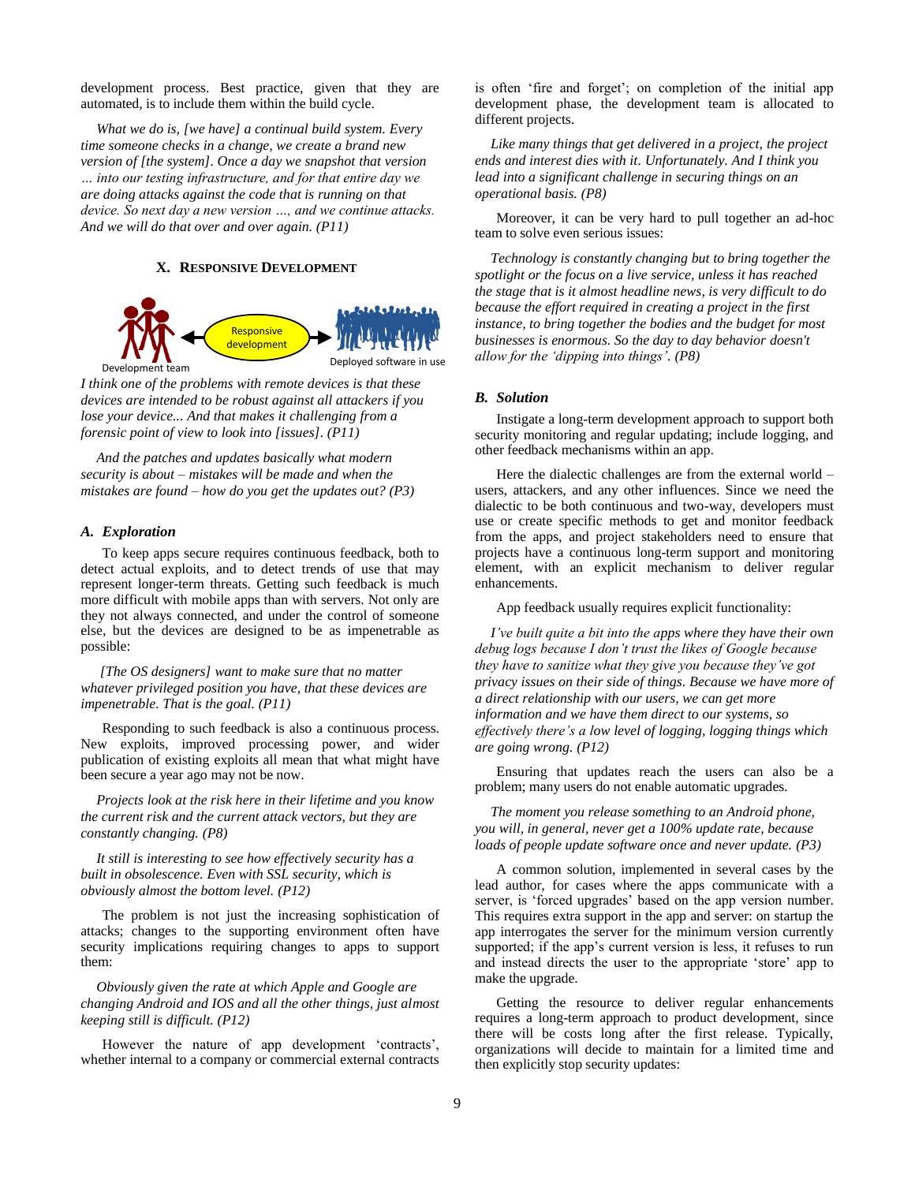development process. Best practice, given that they are automated, is to include them within the build cycle.

*What we do is, [we have] a continual build system. Every time someone checks in a change, we create a brand new version of [the system]. Once a day we snapshot that version … into our testing infrastructure, and for that entire day we are doing attacks against the code that is running on that device. So next day a new version …, and we continue attacks. And we will do that over and over again. (P11)*

## X. Responsive Development

Development team — Responsive development — Deployed software in use

*I think one of the problems with remote devices is that these devices are intended to be robust against all attackers if you lose your device... And that makes it challenging from a forensic point of view to look into [issues]. (P11)*

*And the patches and updates basically what modern security is about – mistakes will be made and when the mistakes are found – how do you get the updates out? (P3)*

### *A. Exploration*

To keep apps secure requires continuous feedback, both to detect actual exploits, and to detect trends of use that may represent longer-term threats. Getting such feedback is much more difficult with mobile apps than with servers. Not only are they not always connected, and under the control of someone else, but the devices are designed to be as impenetrable as possible:

*[The OS designers] want to make sure that no matter whatever privileged position you have, that these devices are impenetrable. That is the goal. (P11)*

Responding to such feedback is also a continuous process. New exploits, improved processing power, and wider publication of existing exploits all mean that what might have been secure a year ago may not be now.

*Projects look at the risk here in their lifetime and you know the current risk and the current attack vectors, but they are constantly changing. (P8)*

*It still is interesting to see how effectively security has a built in obsolescence. Even with SSL security, which is obviously almost the bottom level. (P12)*

The problem is not just the increasing sophistication of attacks; changes to the supporting environment often have security implications requiring changes to apps to support them:

*Obviously given the rate at which Apple and Google are changing Android and IOS and all the other things, just almost keeping still is difficult. (P12)*

However the nature of app development 'contracts', whether internal to a company or commercial external contracts is often 'fire and forget'; on completion of the initial app development phase, the development team is allocated to different projects.

*Like many things that get delivered in a project, the project ends and interest dies with it. Unfortunately. And I think you lead into a significant challenge in securing things on an operational basis. (P8)*

Moreover, it can be very hard to pull together an ad-hoc team to solve even serious issues:

*Technology is constantly changing but to bring together the spotlight or the focus on a live service, unless it has reached the stage that is it almost headline news, is very difficult to do because the effort required in creating a project in the first instance, to bring together the bodies and the budget for most businesses is enormous. So the day to day behavior doesn't allow for the 'dipping into things'. (P8)*

### *B. Solution*

Instigate a long-term development approach to support both security monitoring and regular updating; include logging, and other feedback mechanisms within an app.

Here the dialectic challenges are from the external world – users, attackers, and any other influences. Since we need the dialectic to be both continuous and two-way, developers must use or create specific methods to get and monitor feedback from the apps, and project stakeholders need to ensure that projects have a continuous long-term support and monitoring element, with an explicit mechanism to deliver regular enhancements.

App feedback usually requires explicit functionality:

*I've built quite a bit into the apps where they have their own debug logs because I don't trust the likes of Google because they have to sanitize what they give you because they've got privacy issues on their side of things. Because we have more of a direct relationship with our users, we can get more information and we have them direct to our systems, so effectively there's a low level of logging, logging things which are going wrong. (P12)*

Ensuring that updates reach the users can also be a problem; many users do not enable automatic upgrades.

*The moment you release something to an Android phone, you will, in general, never get a 100% update rate, because loads of people update software once and never update. (P3)*

A common solution, implemented in several cases by the lead author, for cases where the apps communicate with a server, is 'forced upgrades' based on the app version number. This requires extra support in the app and server: on startup the app interrogates the server for the minimum version currently supported; if the app's current version is less, it refuses to run and instead directs the user to the appropriate 'store' app to make the upgrade.

Getting the resource to deliver regular enhancements requires a long-term approach to product development, since there will be costs long after the first release. Typically, organizations will decide to maintain for a limited time and then explicitly stop security updates: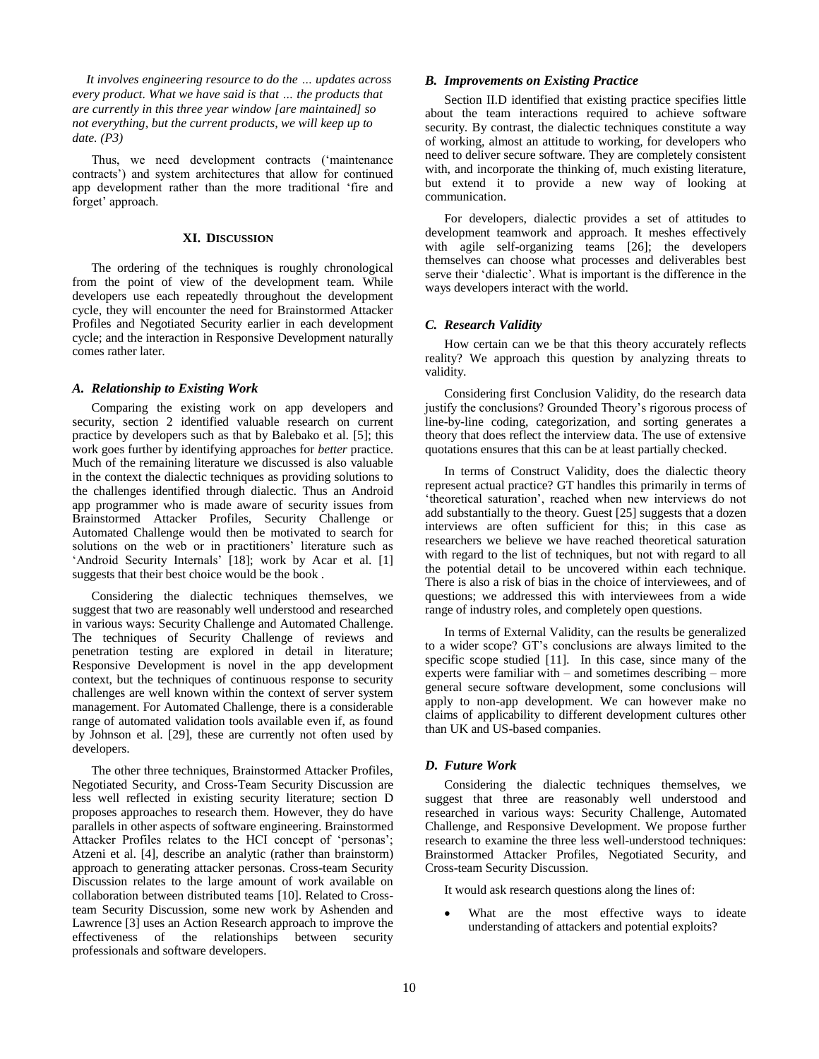*It involves engineering resource to do the … updates across every product. What we have said is that … the products that are currently in this three year window [are maintained] so not everything, but the current products, we will keep up to date. (P3)*

Thus, we need development contracts ('maintenance contracts') and system architectures that allow for continued app development rather than the more traditional 'fire and forget' approach.

## XI. Discussion

The ordering of the techniques is roughly chronological from the point of view of the development team. While developers use each repeatedly throughout the development cycle, they will encounter the need for Brainstormed Attacker Profiles and Negotiated Security earlier in each development cycle; and the interaction in Responsive Development naturally comes rather later.

### *A. Relationship to Existing Work*

Comparing the existing work on app developers and security, section 2 identified valuable research on current practice by developers such as that by Balebako et al. [5]; this work goes further by identifying approaches for *better* practice. Much of the remaining literature we discussed is also valuable in the context the dialectic techniques as providing solutions to the challenges identified through dialectic. Thus an Android app programmer who is made aware of security issues from Brainstormed Attacker Profiles, Security Challenge or Automated Challenge would then be motivated to search for solutions on the web or in practitioners' literature such as 'Android Security Internals' [18]; work by Acar et al. [1] suggests that their best choice would be the book .

Considering the dialectic techniques themselves, we suggest that two are reasonably well understood and researched in various ways: Security Challenge and Automated Challenge. The techniques of Security Challenge of reviews and penetration testing are explored in detail in literature; Responsive Development is novel in the app development context, but the techniques of continuous response to security challenges are well known within the context of server system management. For Automated Challenge, there is a considerable range of automated validation tools available even if, as found by Johnson et al. [29], these are currently not often used by developers.

The other three techniques, Brainstormed Attacker Profiles, Negotiated Security, and Cross-Team Security Discussion are less well reflected in existing security literature; section D proposes approaches to research them. However, they do have parallels in other aspects of software engineering. Brainstormed Attacker Profiles relates to the HCI concept of 'personas'; Atzeni et al. [4], describe an analytic (rather than brainstorm) approach to generating attacker personas. Cross-team Security Discussion relates to the large amount of work available on collaboration between distributed teams [10]. Related to Cross-team Security Discussion, some new work by Ashenden and Lawrence [3] uses an Action Research approach to improve the effectiveness of the relationships between security professionals and software developers.

### *B. Improvements on Existing Practice*

Section II.D identified that existing practice specifies little about the team interactions required to achieve software security. By contrast, the dialectic techniques constitute a way of working, almost an attitude to working, for developers who need to deliver secure software. They are completely consistent with, and incorporate the thinking of, much existing literature, but extend it to provide a new way of looking at communication.

For developers, dialectic provides a set of attitudes to development teamwork and approach. It meshes effectively with agile self-organizing teams [26]; the developers themselves can choose what processes and deliverables best serve their 'dialectic'. What is important is the difference in the ways developers interact with the world.

### *C. Research Validity*

How certain can we be that this theory accurately reflects reality? We approach this question by analyzing threats to validity.

Considering first Conclusion Validity, do the research data justify the conclusions? Grounded Theory's rigorous process of line-by-line coding, categorization, and sorting generates a theory that does reflect the interview data. The use of extensive quotations ensures that this can be at least partially checked.

In terms of Construct Validity, does the dialectic theory represent actual practice? GT handles this primarily in terms of 'theoretical saturation', reached when new interviews do not add substantially to the theory. Guest [25] suggests that a dozen interviews are often sufficient for this; in this case as researchers we believe we have reached theoretical saturation with regard to the list of techniques, but not with regard to all the potential detail to be uncovered within each technique. There is also a risk of bias in the choice of interviewees, and of questions; we addressed this with interviewees from a wide range of industry roles, and completely open questions.

In terms of External Validity, can the results be generalized to a wider scope? GT's conclusions are always limited to the specific scope studied [11]. In this case, since many of the experts were familiar with – and sometimes describing – more general secure software development, some conclusions will apply to non-app development. We can however make no claims of applicability to different development cultures other than UK and US-based companies.

### *D. Future Work*

Considering the dialectic techniques themselves, we suggest that three are reasonably well understood and researched in various ways: Security Challenge, Automated Challenge, and Responsive Development. We propose further research to examine the three less well-understood techniques: Brainstormed Attacker Profiles, Negotiated Security, and Cross-team Security Discussion.

It would ask research questions along the lines of:

- What are the most effective ways to ideate understanding of attackers and potential exploits?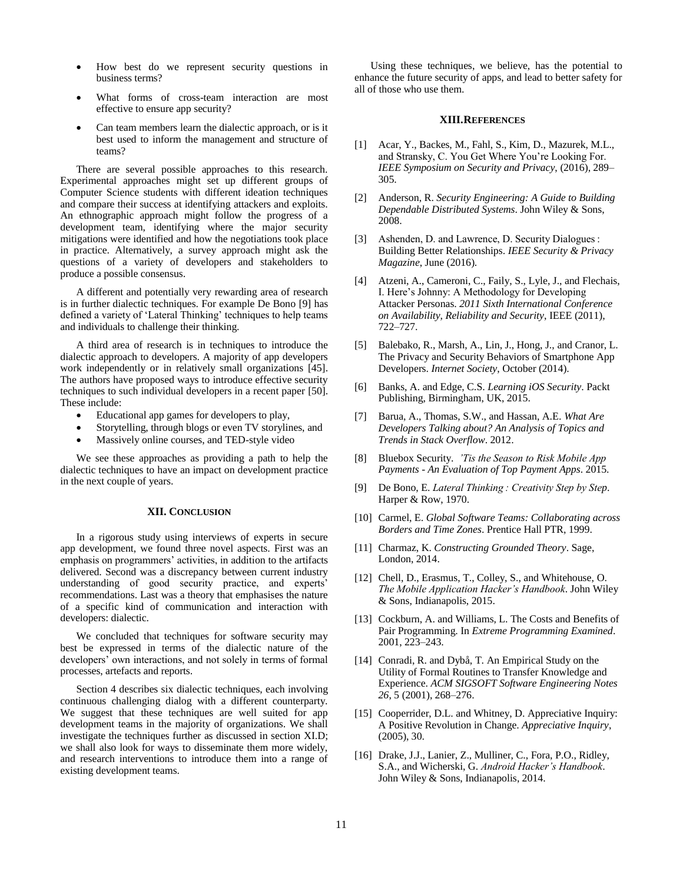- How best do we represent security questions in business terms?
- What forms of cross-team interaction are most effective to ensure app security?
- Can team members learn the dialectic approach, or is it best used to inform the management and structure of teams?

There are several possible approaches to this research. Experimental approaches might set up different groups of Computer Science students with different ideation techniques and compare their success at identifying attackers and exploits. An ethnographic approach might follow the progress of a development team, identifying where the major security mitigations were identified and how the negotiations took place in practice. Alternatively, a survey approach might ask the questions of a variety of developers and stakeholders to produce a possible consensus.

A different and potentially very rewarding area of research is in further dialectic techniques. For example De Bono [9] has defined a variety of 'Lateral Thinking' techniques to help teams and individuals to challenge their thinking.

A third area of research is in techniques to introduce the dialectic approach to developers. A majority of app developers work independently or in relatively small organizations [45]. The authors have proposed ways to introduce effective security techniques to such individual developers in a recent paper [50]. These include:

- Educational app games for developers to play,
- Storytelling, through blogs or even TV storylines, and
- Massively online courses, and TED-style video

We see these approaches as providing a path to help the dialectic techniques to have an impact on development practice in the next couple of years.

## XII. Conclusion

In a rigorous study using interviews of experts in secure app development, we found three novel aspects. First was an emphasis on programmers' activities, in addition to the artifacts delivered. Second was a discrepancy between current industry understanding of good security practice, and experts' recommendations. Last was a theory that emphasises the nature of a specific kind of communication and interaction with developers: dialectic.

We concluded that techniques for software security may best be expressed in terms of the dialectic nature of the developers' own interactions, and not solely in terms of formal processes, artefacts and reports.

Section 4 describes six dialectic techniques, each involving continuous challenging dialog with a different counterparty. We suggest that these techniques are well suited for app development teams in the majority of organizations. We shall investigate the techniques further as discussed in section XI.D; we shall also look for ways to disseminate them more widely, and research interventions to introduce them into a range of existing development teams.

Using these techniques, we believe, has the potential to enhance the future security of apps, and lead to better safety for all of those who use them.

## XIII. References

[1] Acar, Y., Backes, M., Fahl, S., Kim, D., Mazurek, M.L., and Stransky, C. You Get Where You're Looking For. *IEEE Symposium on Security and Privacy*, (2016), 289–305.

[2] Anderson, R. *Security Engineering: A Guide to Building Dependable Distributed Systems*. John Wiley & Sons, 2008.

[3] Ashenden, D. and Lawrence, D. Security Dialogues : Building Better Relationships. *IEEE Security & Privacy Magazine*, June (2016).

[4] Atzeni, A., Cameroni, C., Faily, S., Lyle, J., and Flechais, I. Here's Johnny: A Methodology for Developing Attacker Personas. *2011 Sixth International Conference on Availability, Reliability and Security*, IEEE (2011), 722–727.

[5] Balebako, R., Marsh, A., Lin, J., Hong, J., and Cranor, L. The Privacy and Security Behaviors of Smartphone App Developers. *Internet Society*, October (2014).

[6] Banks, A. and Edge, C.S. *Learning iOS Security*. Packt Publishing, Birmingham, UK, 2015.

[7] Barua, A., Thomas, S.W., and Hassan, A.E. *What Are Developers Talking about? An Analysis of Topics and Trends in Stack Overflow*. 2012.

[8] Bluebox Security. *'Tis the Season to Risk Mobile App Payments - An Evaluation of Top Payment Apps*. 2015.

[9] De Bono, E. *Lateral Thinking : Creativity Step by Step*. Harper & Row, 1970.

[10] Carmel, E. *Global Software Teams: Collaborating across Borders and Time Zones*. Prentice Hall PTR, 1999.

[11] Charmaz, K. *Constructing Grounded Theory*. Sage, London, 2014.

[12] Chell, D., Erasmus, T., Colley, S., and Whitehouse, O. *The Mobile Application Hacker's Handbook*. John Wiley & Sons, Indianapolis, 2015.

[13] Cockburn, A. and Williams, L. The Costs and Benefits of Pair Programming. In *Extreme Programming Examined*. 2001, 223–243.

[14] Conradi, R. and Dybå, T. An Empirical Study on the Utility of Formal Routines to Transfer Knowledge and Experience. *ACM SIGSOFT Software Engineering Notes 26*, 5 (2001), 268–276.

[15] Cooperrider, D.L. and Whitney, D. Appreciative Inquiry: A Positive Revolution in Change. *Appreciative Inquiry*, (2005), 30.

[16] Drake, J.J., Lanier, Z., Mulliner, C., Fora, P.O., Ridley, S.A., and Wicherski, G. *Android Hacker's Handbook*. John Wiley & Sons, Indianapolis, 2014.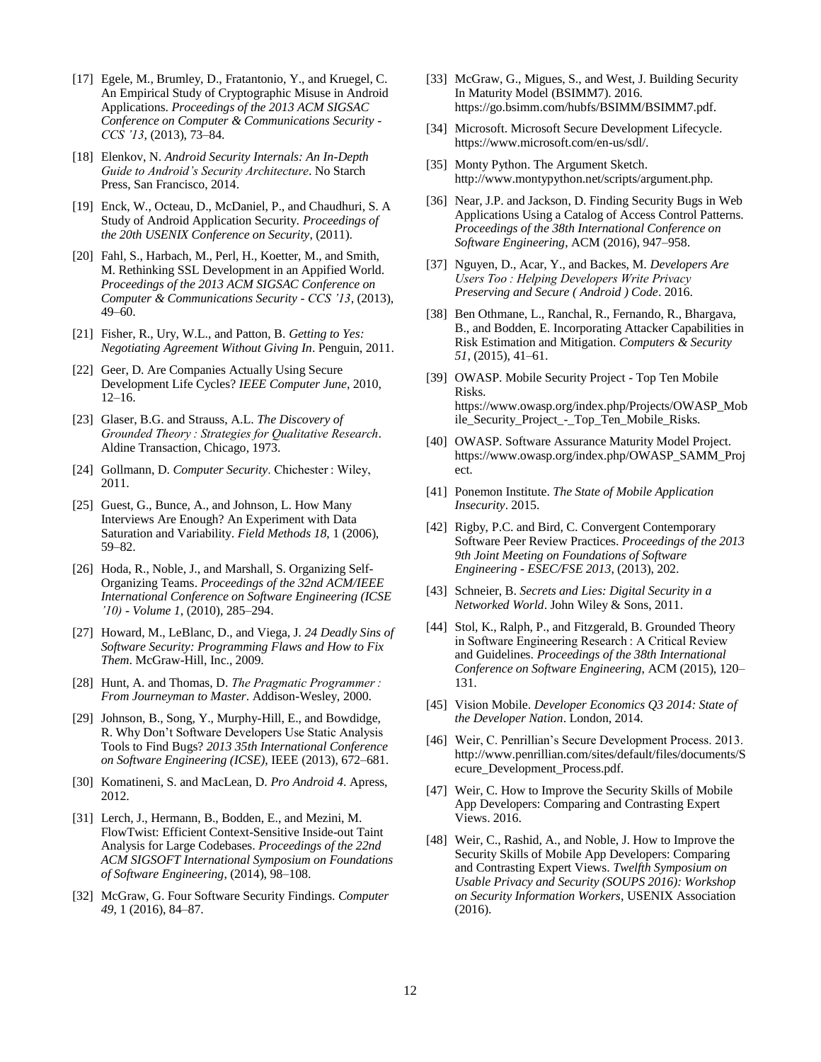[17] Egele, M., Brumley, D., Fratantonio, Y., and Kruegel, C. An Empirical Study of Cryptographic Misuse in Android Applications. *Proceedings of the 2013 ACM SIGSAC Conference on Computer & Communications Security - CCS '13*, (2013), 73–84.

[18] Elenkov, N. *Android Security Internals: An In-Depth Guide to Android's Security Architecture*. No Starch Press, San Francisco, 2014.

[19] Enck, W., Octeau, D., McDaniel, P., and Chaudhuri, S. A Study of Android Application Security. *Proceedings of the 20th USENIX Conference on Security*, (2011).

[20] Fahl, S., Harbach, M., Perl, H., Koetter, M., and Smith, M. Rethinking SSL Development in an Appified World. *Proceedings of the 2013 ACM SIGSAC Conference on Computer & Communications Security - CCS '13*, (2013), 49–60.

[21] Fisher, R., Ury, W.L., and Patton, B. *Getting to Yes: Negotiating Agreement Without Giving In*. Penguin, 2011.

[22] Geer, D. Are Companies Actually Using Secure Development Life Cycles? *IEEE Computer June*, 2010, 12–16.

[23] Glaser, B.G. and Strauss, A.L. *The Discovery of Grounded Theory : Strategies for Qualitative Research*. Aldine Transaction, Chicago, 1973.

[24] Gollmann, D. *Computer Security*. Chichester : Wiley, 2011.

[25] Guest, G., Bunce, A., and Johnson, L. How Many Interviews Are Enough? An Experiment with Data Saturation and Variability. *Field Methods 18*, 1 (2006), 59–82.

[26] Hoda, R., Noble, J., and Marshall, S. Organizing Self-Organizing Teams. *Proceedings of the 32nd ACM/IEEE International Conference on Software Engineering (ICSE '10) - Volume 1*, (2010), 285–294.

[27] Howard, M., LeBlanc, D., and Viega, J. *24 Deadly Sins of Software Security: Programming Flaws and How to Fix Them*. McGraw-Hill, Inc., 2009.

[28] Hunt, A. and Thomas, D. *The Pragmatic Programmer : From Journeyman to Master*. Addison-Wesley, 2000.

[29] Johnson, B., Song, Y., Murphy-Hill, E., and Bowdidge, R. Why Don't Software Developers Use Static Analysis Tools to Find Bugs? *2013 35th International Conference on Software Engineering (ICSE)*, IEEE (2013), 672–681.

[30] Komatineni, S. and MacLean, D. *Pro Android 4*. Apress, 2012.

[31] Lerch, J., Hermann, B., Bodden, E., and Mezini, M. FlowTwist: Efficient Context-Sensitive Inside-out Taint Analysis for Large Codebases. *Proceedings of the 22nd ACM SIGSOFT International Symposium on Foundations of Software Engineering*, (2014), 98–108.

[32] McGraw, G. Four Software Security Findings. *Computer 49*, 1 (2016), 84–87.

[33] McGraw, G., Migues, S., and West, J. Building Security In Maturity Model (BSIMM7). 2016. https://go.bsimm.com/hubfs/BSIMM/BSIMM7.pdf.

[34] Microsoft. Microsoft Secure Development Lifecycle. https://www.microsoft.com/en-us/sdl/.

[35] Monty Python. The Argument Sketch. http://www.montypython.net/scripts/argument.php.

[36] Near, J.P. and Jackson, D. Finding Security Bugs in Web Applications Using a Catalog of Access Control Patterns. *Proceedings of the 38th International Conference on Software Engineering*, ACM (2016), 947–958.

[37] Nguyen, D., Acar, Y., and Backes, M. *Developers Are Users Too : Helping Developers Write Privacy Preserving and Secure ( Android ) Code*. 2016.

[38] Ben Othmane, L., Ranchal, R., Fernando, R., Bhargava, B., and Bodden, E. Incorporating Attacker Capabilities in Risk Estimation and Mitigation. *Computers & Security 51*, (2015), 41–61.

[39] OWASP. Mobile Security Project - Top Ten Mobile Risks. https://www.owasp.org/index.php/Projects/OWASP_Mobile_Security_Project_-_Top_Ten_Mobile_Risks.

[40] OWASP. Software Assurance Maturity Model Project. https://www.owasp.org/index.php/OWASP_SAMM_Project.

[41] Ponemon Institute. *The State of Mobile Application Insecurity*. 2015.

[42] Rigby, P.C. and Bird, C. Convergent Contemporary Software Peer Review Practices. *Proceedings of the 2013 9th Joint Meeting on Foundations of Software Engineering - ESEC/FSE 2013*, (2013), 202.

[43] Schneier, B. *Secrets and Lies: Digital Security in a Networked World*. John Wiley & Sons, 2011.

[44] Stol, K., Ralph, P., and Fitzgerald, B. Grounded Theory in Software Engineering Research : A Critical Review and Guidelines. *Proceedings of the 38th International Conference on Software Engineering*, ACM (2015), 120–131.

[45] Vision Mobile. *Developer Economics Q3 2014: State of the Developer Nation*. London, 2014.

[46] Weir, C. Penrillian's Secure Development Process. 2013. http://www.penrillian.com/sites/default/files/documents/Secure_Development_Process.pdf.

[47] Weir, C. How to Improve the Security Skills of Mobile App Developers: Comparing and Contrasting Expert Views. 2016.

[48] Weir, C., Rashid, A., and Noble, J. How to Improve the Security Skills of Mobile App Developers: Comparing and Contrasting Expert Views. *Twelfth Symposium on Usable Privacy and Security (SOUPS 2016): Workshop on Security Information Workers*, USENIX Association (2016).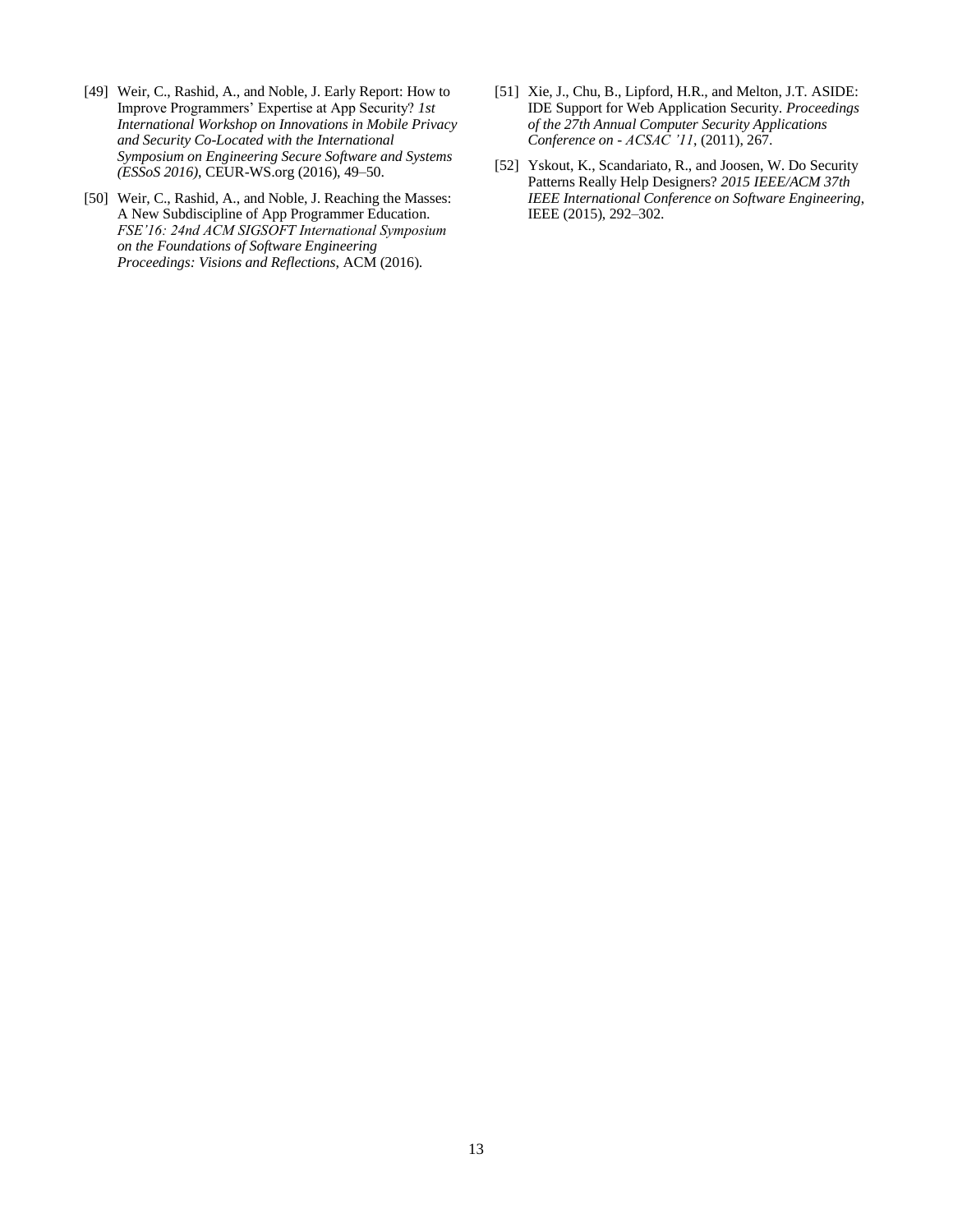[49] Weir, C., Rashid, A., and Noble, J. Early Report: How to Improve Programmers' Expertise at App Security? *1st International Workshop on Innovations in Mobile Privacy and Security Co-Located with the International Symposium on Engineering Secure Software and Systems (ESSoS 2016)*, CEUR-WS.org (2016), 49–50.

[50] Weir, C., Rashid, A., and Noble, J. Reaching the Masses: A New Subdiscipline of App Programmer Education. *FSE'16: 24nd ACM SIGSOFT International Symposium on the Foundations of Software Engineering Proceedings: Visions and Reflections*, ACM (2016).

[51] Xie, J., Chu, B., Lipford, H.R., and Melton, J.T. ASIDE: IDE Support for Web Application Security. *Proceedings of the 27th Annual Computer Security Applications Conference on - ACSAC '11*, (2011), 267.

[52] Yskout, K., Scandariato, R., and Joosen, W. Do Security Patterns Really Help Designers? *2015 IEEE/ACM 37th IEEE International Conference on Software Engineering*, IEEE (2015), 292–302.